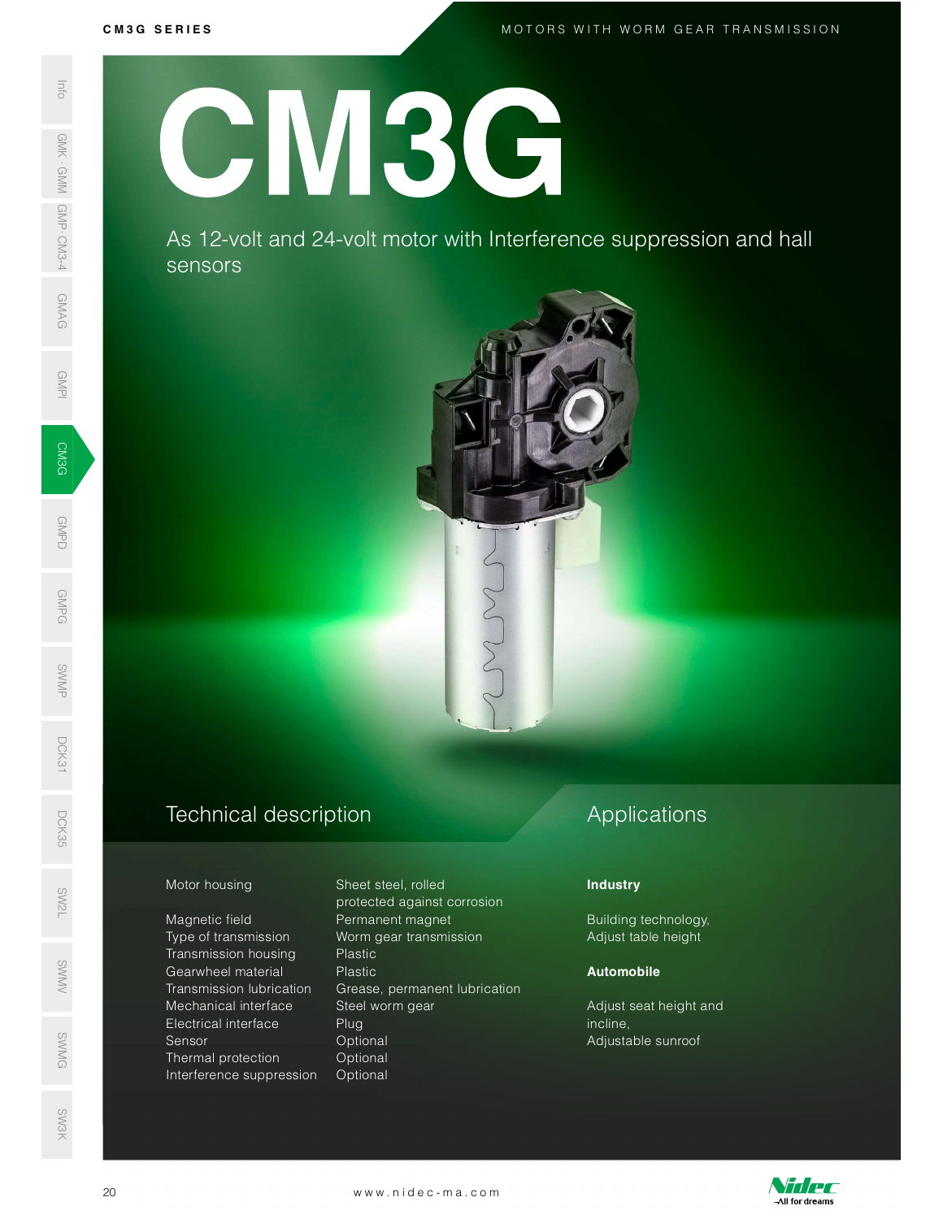# CM3G

As 12-volt and 24-volt motor with Interference suppression and hall sensors

## Technical description

| | |
|---|---|
| Motor housing | Sheet steel, rolled protected against corrosion |
| Magnetic field | Permanent magnet |
| Type of transmission | Worm gear transmission |
| Transmission housing | Plastic |
| Gearwheel material | Plastic |
| Transmission lubrication | Grease, permanent lubrication |
| Mechanical interface | Steel worm gear |
| Electrical interface | Plug |
| Sensor | Optional |
| Thermal protection | Optional |
| Interference suppression | Optional |

## Applications

**Industry**

Building technology,
Adjust table height

**Automobile**

Adjust seat height and incline,
Adjustable sunroof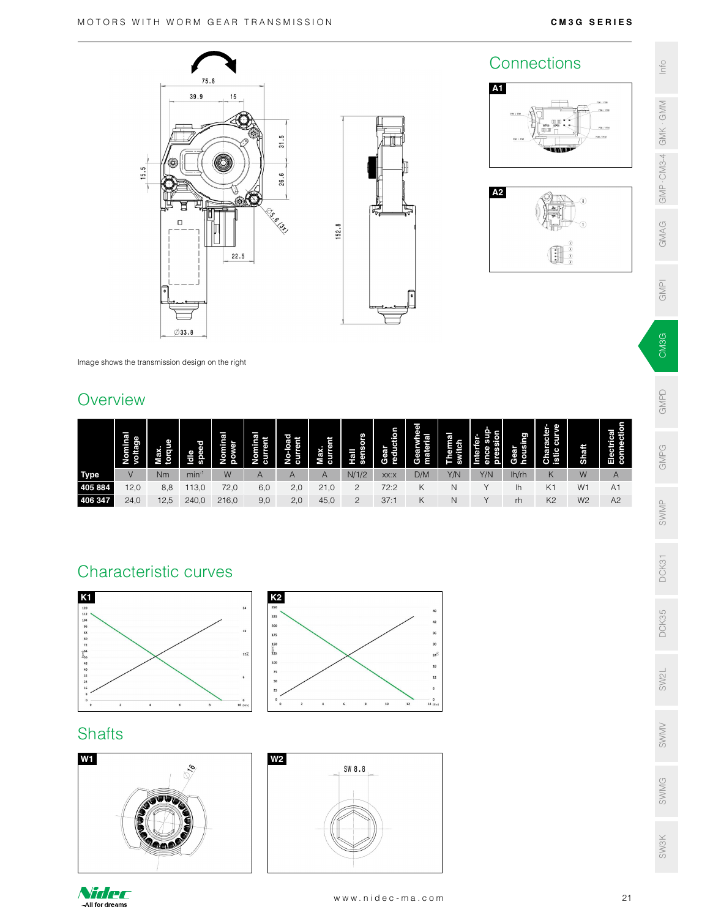Image shows the transmission design on the right

## Connections

A1

A2

## Overview

| Type | Nominal voltage | Max. torque | Idle speed | Nominal power | Nominal current | No-load current | Max. current | Hall sensors | Gear reduction | Gearwheel material | Thermal switch | Interference suppression | Gear housing | Characteristic curve | Shaft | Electrical connection |
|---|---|---|---|---|---|---|---|---|---|---|---|---|---|---|---|---|
| | V | Nm | min⁻¹ | W | A | A | A | N/1/2 | xx:x | D/M | Y/N | Y/N | lh/rh | K | W | A |
| 405 884 | 12,0 | 8,8 | 113,0 | 72,0 | 6,0 | 2,0 | 21,0 | 2 | 72:2 | K | N | Y | lh | K1 | W1 | A1 |
| 406 347 | 24,0 | 12,5 | 240,0 | 216,0 | 9,0 | 2,0 | 45,0 | 2 | 37:1 | K | N | Y | rh | K2 | W2 | A2 |

## Characteristic curves

K1

K2

## Shafts

W1

W2